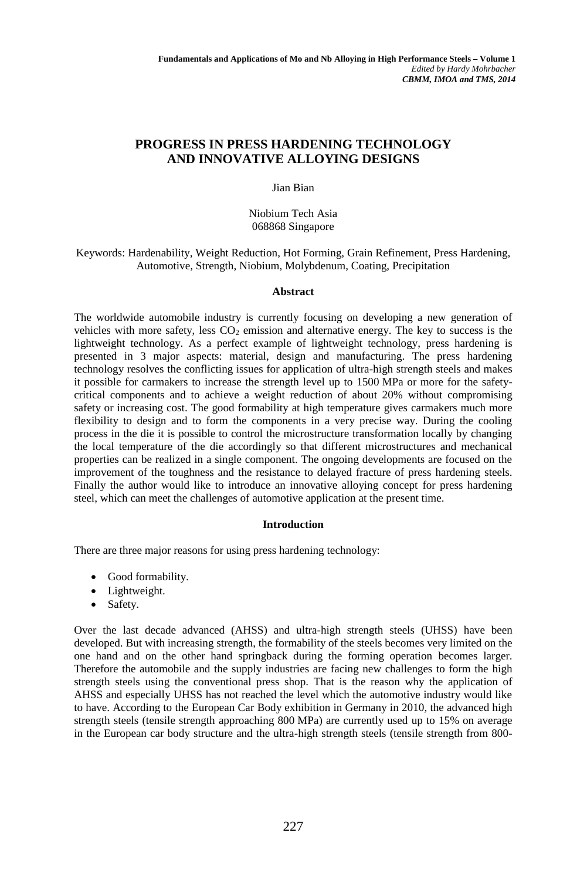**Fundamentals and Applications of Mo and Nb Alloying in High Performance Steels – Volume 1**
*Edited by Hardy Mohrbacher*
***CBMM, IMOA and TMS, 2014***

# PROGRESS IN PRESS HARDENING TECHNOLOGY AND INNOVATIVE ALLOYING DESIGNS

Jian Bian

Niobium Tech Asia
068868 Singapore

Keywords: Hardenability, Weight Reduction, Hot Forming, Grain Refinement, Press Hardening, Automotive, Strength, Niobium, Molybdenum, Coating, Precipitation

## Abstract

The worldwide automobile industry is currently focusing on developing a new generation of vehicles with more safety, less $CO_2$ emission and alternative energy. The key to success is the lightweight technology. As a perfect example of lightweight technology, press hardening is presented in 3 major aspects: material, design and manufacturing. The press hardening technology resolves the conflicting issues for application of ultra-high strength steels and makes it possible for carmakers to increase the strength level up to 1500 MPa or more for the safety-critical components and to achieve a weight reduction of about 20% without compromising safety or increasing cost. The good formability at high temperature gives carmakers much more flexibility to design and to form the components in a very precise way. During the cooling process in the die it is possible to control the microstructure transformation locally by changing the local temperature of the die accordingly so that different microstructures and mechanical properties can be realized in a single component. The ongoing developments are focused on the improvement of the toughness and the resistance to delayed fracture of press hardening steels. Finally the author would like to introduce an innovative alloying concept for press hardening steel, which can meet the challenges of automotive application at the present time.

## Introduction

There are three major reasons for using press hardening technology:

- Good formability.
- Lightweight.
- Safety.

Over the last decade advanced (AHSS) and ultra-high strength steels (UHSS) have been developed. But with increasing strength, the formability of the steels becomes very limited on the one hand and on the other hand springback during the forming operation becomes larger. Therefore the automobile and the supply industries are facing new challenges to form the high strength steels using the conventional press shop. That is the reason why the application of AHSS and especially UHSS has not reached the level which the automotive industry would like to have. According to the European Car Body exhibition in Germany in 2010, the advanced high strength steels (tensile strength approaching 800 MPa) are currently used up to 15% on average in the European car body structure and the ultra-high strength steels (tensile strength from 800-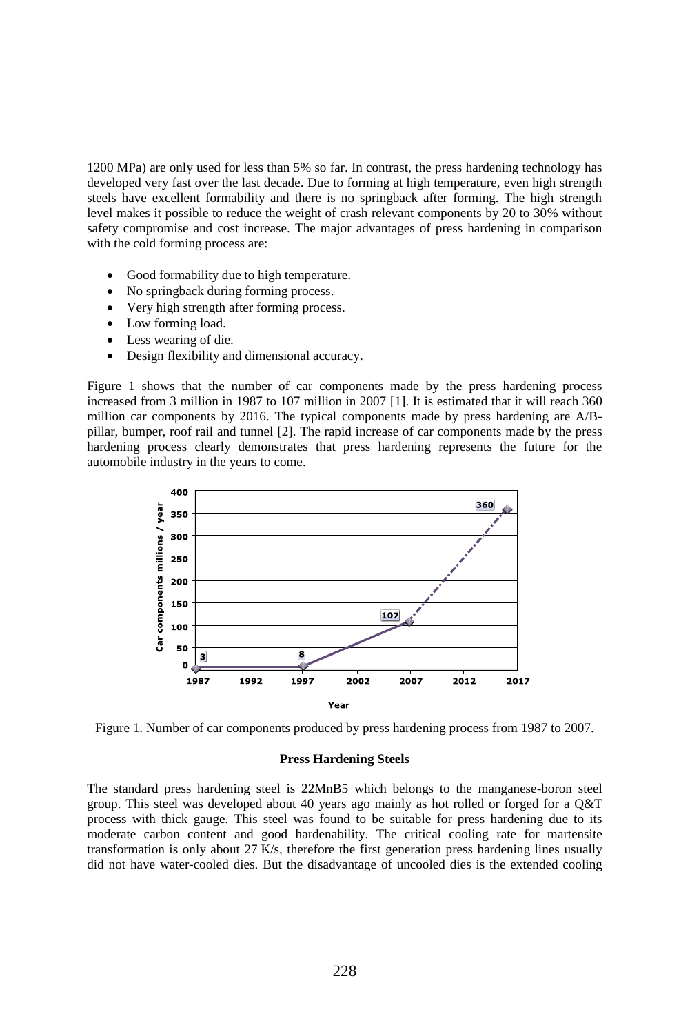1200 MPa) are only used for less than 5% so far. In contrast, the press hardening technology has developed very fast over the last decade. Due to forming at high temperature, even high strength steels have excellent formability and there is no springback after forming. The high strength level makes it possible to reduce the weight of crash relevant components by 20 to 30% without safety compromise and cost increase. The major advantages of press hardening in comparison with the cold forming process are:

- Good formability due to high temperature.
- No springback during forming process.
- Very high strength after forming process.
- Low forming load.
- Less wearing of die.
- Design flexibility and dimensional accuracy.

Figure 1 shows that the number of car components made by the press hardening process increased from 3 million in 1987 to 107 million in 2007 [1]. It is estimated that it will reach 360 million car components by 2016. The typical components made by press hardening are A/B-pillar, bumper, roof rail and tunnel [2]. The rapid increase of car components made by the press hardening process clearly demonstrates that press hardening represents the future for the automobile industry in the years to come.

Figure 1. Number of car components produced by press hardening process from 1987 to 2007.

### Press Hardening Steels

The standard press hardening steel is 22MnB5 which belongs to the manganese-boron steel group. This steel was developed about 40 years ago mainly as hot rolled or forged for a Q&T process with thick gauge. This steel was found to be suitable for press hardening due to its moderate carbon content and good hardenability. The critical cooling rate for martensite transformation is only about 27 K/s, therefore the first generation press hardening lines usually did not have water-cooled dies. But the disadvantage of uncooled dies is the extended cooling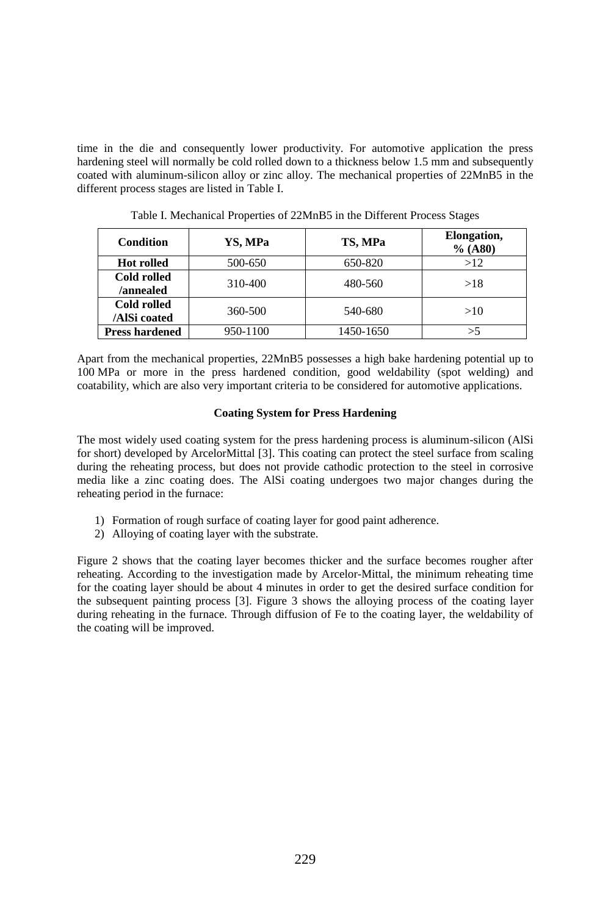time in the die and consequently lower productivity. For automotive application the press hardening steel will normally be cold rolled down to a thickness below 1.5 mm and subsequently coated with aluminum-silicon alloy or zinc alloy. The mechanical properties of 22MnB5 in the different process stages are listed in Table I.

Table I. Mechanical Properties of 22MnB5 in the Different Process Stages

| Condition | YS, MPa | TS, MPa | Elongation, % (A80) |
|---|---|---|---|
| **Hot rolled** | 500-650 | 650-820 | >12 |
| **Cold rolled /annealed** | 310-400 | 480-560 | >18 |
| **Cold rolled /AlSi coated** | 360-500 | 540-680 | >10 |
| **Press hardened** | 950-1100 | 1450-1650 | >5 |

Apart from the mechanical properties, 22MnB5 possesses a high bake hardening potential up to 100 MPa or more in the press hardened condition, good weldability (spot welding) and coatability, which are also very important criteria to be considered for automotive applications.

### Coating System for Press Hardening

The most widely used coating system for the press hardening process is aluminum-silicon (AlSi for short) developed by ArcelorMittal [3]. This coating can protect the steel surface from scaling during the reheating process, but does not provide cathodic protection to the steel in corrosive media like a zinc coating does. The AlSi coating undergoes two major changes during the reheating period in the furnace:

1) Formation of rough surface of coating layer for good paint adherence.
2) Alloying of coating layer with the substrate.

Figure 2 shows that the coating layer becomes thicker and the surface becomes rougher after reheating. According to the investigation made by Arcelor-Mittal, the minimum reheating time for the coating layer should be about 4 minutes in order to get the desired surface condition for the subsequent painting process [3]. Figure 3 shows the alloying process of the coating layer during reheating in the furnace. Through diffusion of Fe to the coating layer, the weldability of the coating will be improved.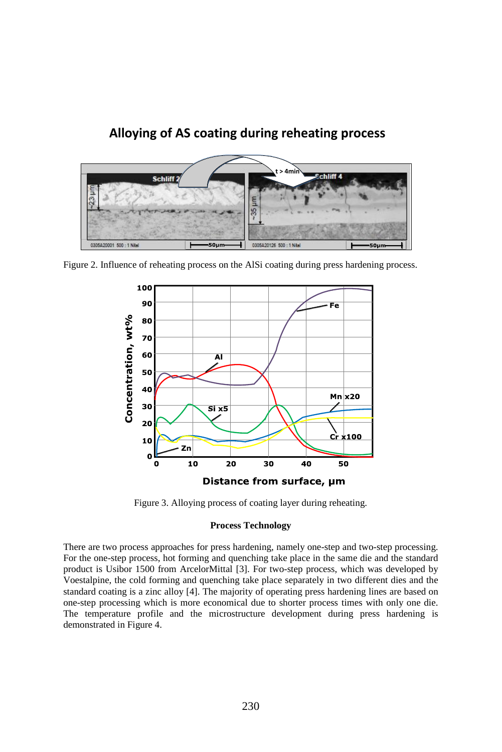Figure 2. Influence of reheating process on the AlSi coating during press hardening process.

Figure 3. Alloying process of coating layer during reheating.

**Process Technology**

There are two process approaches for press hardening, namely one-step and two-step processing. For the one-step process, hot forming and quenching take place in the same die and the standard product is Usibor 1500 from ArcelorMittal [3]. For two-step process, which was developed by Voestalpine, the cold forming and quenching take place separately in two different dies and the standard coating is a zinc alloy [4]. The majority of operating press hardening lines are based on one-step processing which is more economical due to shorter process times with only one die. The temperature profile and the microstructure development during press hardening is demonstrated in Figure 4.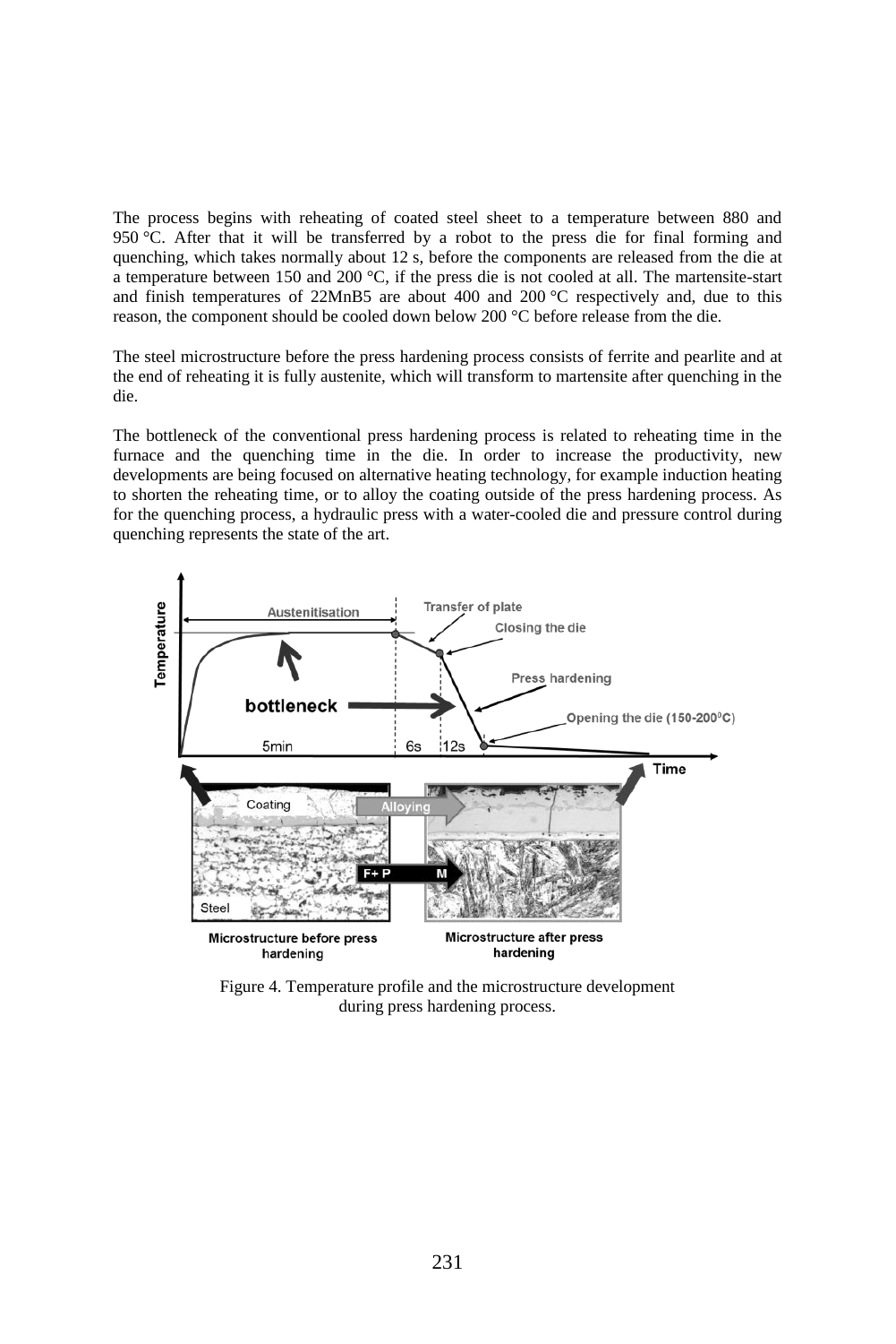The process begins with reheating of coated steel sheet to a temperature between 880 and 950 °C. After that it will be transferred by a robot to the press die for final forming and quenching, which takes normally about 12 s, before the components are released from the die at a temperature between 150 and 200 °C, if the press die is not cooled at all. The martensite-start and finish temperatures of 22MnB5 are about 400 and 200 °C respectively and, due to this reason, the component should be cooled down below 200 °C before release from the die.

The steel microstructure before the press hardening process consists of ferrite and pearlite and at the end of reheating it is fully austenite, which will transform to martensite after quenching in the die.

The bottleneck of the conventional press hardening process is related to reheating time in the furnace and the quenching time in the die. In order to increase the productivity, new developments are being focused on alternative heating technology, for example induction heating to shorten the reheating time, or to alloy the coating outside of the press hardening process. As for the quenching process, a hydraulic press with a water-cooled die and pressure control during quenching represents the state of the art.

Figure 4. Temperature profile and the microstructure development during press hardening process.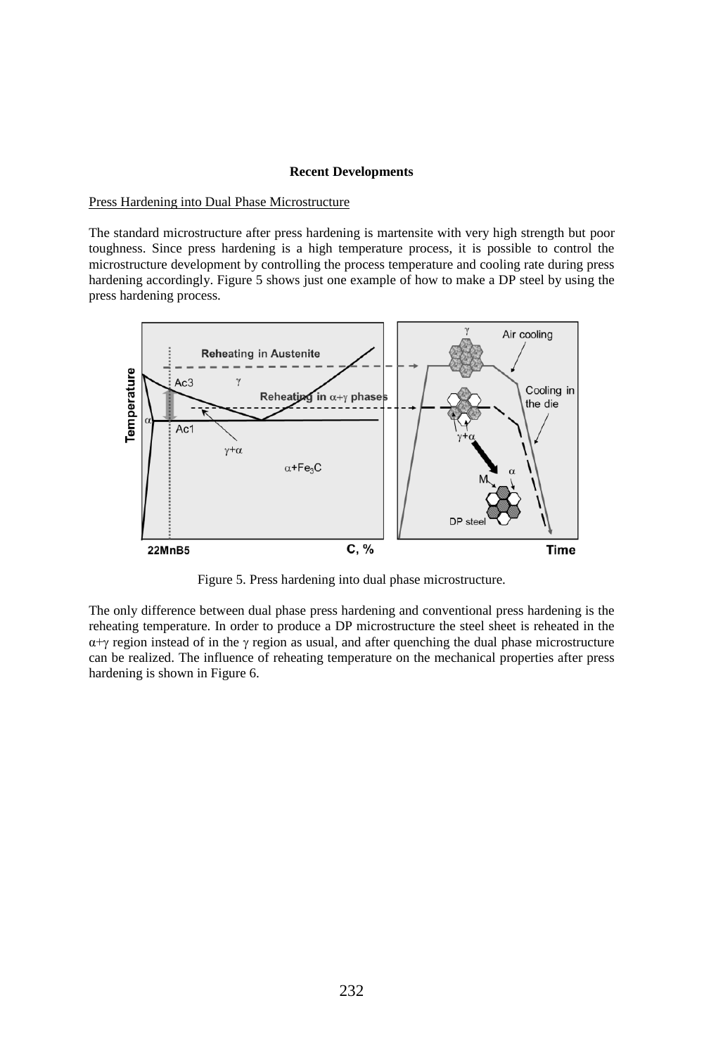## Recent Developments

Press Hardening into Dual Phase Microstructure

The standard microstructure after press hardening is martensite with very high strength but poor toughness. Since press hardening is a high temperature process, it is possible to control the microstructure development by controlling the process temperature and cooling rate during press hardening accordingly. Figure 5 shows just one example of how to make a DP steel by using the press hardening process.

Figure 5. Press hardening into dual phase microstructure.

The only difference between dual phase press hardening and conventional press hardening is the reheating temperature. In order to produce a DP microstructure the steel sheet is reheated in the $\alpha+\gamma$ region instead of in the $\gamma$ region as usual, and after quenching the dual phase microstructure can be realized. The influence of reheating temperature on the mechanical properties after press hardening is shown in Figure 6.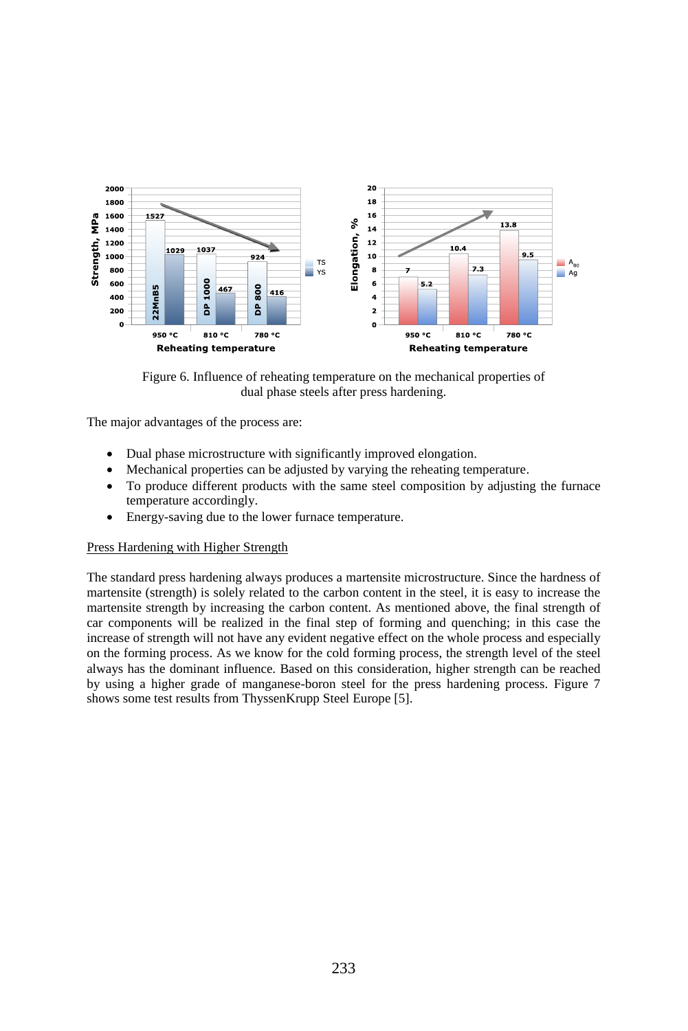Figure 6. Influence of reheating temperature on the mechanical properties of dual phase steels after press hardening.

The major advantages of the process are:

- Dual phase microstructure with significantly improved elongation.
- Mechanical properties can be adjusted by varying the reheating temperature.
- To produce different products with the same steel composition by adjusting the furnace temperature accordingly.
- Energy-saving due to the lower furnace temperature.

Press Hardening with Higher Strength

The standard press hardening always produces a martensite microstructure. Since the hardness of martensite (strength) is solely related to the carbon content in the steel, it is easy to increase the martensite strength by increasing the carbon content. As mentioned above, the final strength of car components will be realized in the final step of forming and quenching; in this case the increase of strength will not have any evident negative effect on the whole process and especially on the forming process. As we know for the cold forming process, the strength level of the steel always has the dominant influence. Based on this consideration, higher strength can be reached by using a higher grade of manganese-boron steel for the press hardening process. Figure 7 shows some test results from ThyssenKrupp Steel Europe [5].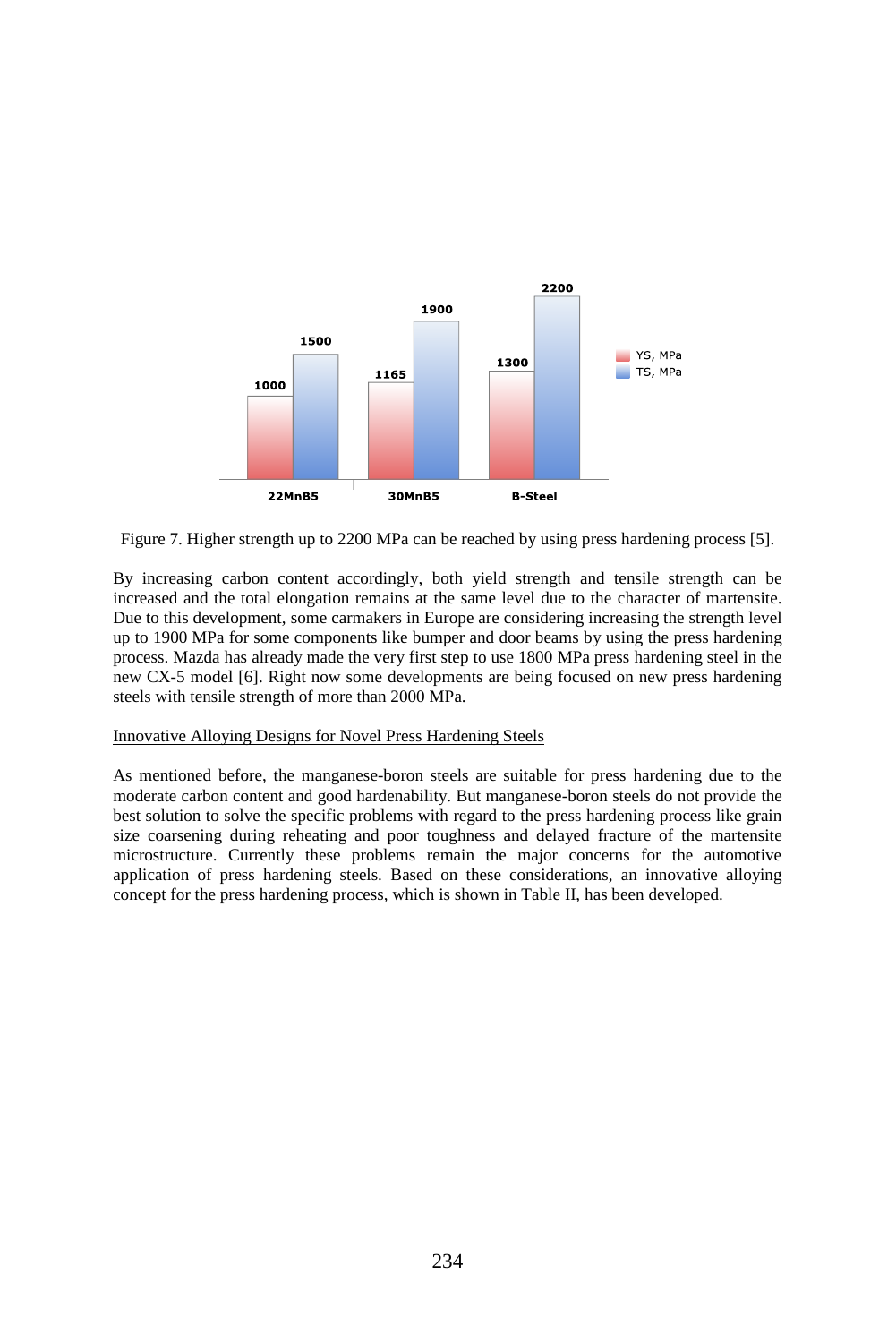Figure 7. Higher strength up to 2200 MPa can be reached by using press hardening process [5].

By increasing carbon content accordingly, both yield strength and tensile strength can be increased and the total elongation remains at the same level due to the character of martensite. Due to this development, some carmakers in Europe are considering increasing the strength level up to 1900 MPa for some components like bumper and door beams by using the press hardening process. Mazda has already made the very first step to use 1800 MPa press hardening steel in the new CX-5 model [6]. Right now some developments are being focused on new press hardening steels with tensile strength of more than 2000 MPa.

Innovative Alloying Designs for Novel Press Hardening Steels

As mentioned before, the manganese-boron steels are suitable for press hardening due to the moderate carbon content and good hardenability. But manganese-boron steels do not provide the best solution to solve the specific problems with regard to the press hardening process like grain size coarsening during reheating and poor toughness and delayed fracture of the martensite microstructure. Currently these problems remain the major concerns for the automotive application of press hardening steels. Based on these considerations, an innovative alloying concept for the press hardening process, which is shown in Table II, has been developed.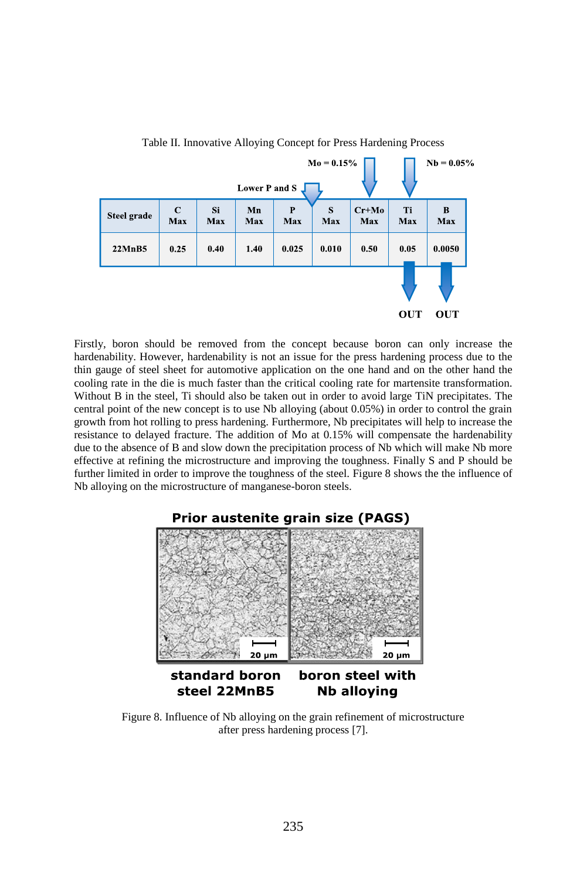Table II. Innovative Alloying Concept for Press Hardening Process

| Steel grade | C Max | Si Max | Mn Max | P Max | S Max | Cr+Mo Max | Ti Max | B Max |
|---|---|---|---|---|---|---|---|---|
| 22MnB5 | 0.25 | 0.40 | 1.40 | 0.025 | 0.010 | 0.50 | 0.05 | 0.0050 |

Lower P and S; Mo = 0.15%; Nb = 0.05%; Ti: OUT; B: OUT

Firstly, boron should be removed from the concept because boron can only increase the hardenability. However, hardenability is not an issue for the press hardening process due to the thin gauge of steel sheet for automotive application on the one hand and on the other hand the cooling rate in the die is much faster than the critical cooling rate for martensite transformation. Without B in the steel, Ti should also be taken out in order to avoid large TiN precipitates. The central point of the new concept is to use Nb alloying (about 0.05%) in order to control the grain growth from hot rolling to press hardening. Furthermore, Nb precipitates will help to increase the resistance to delayed fracture. The addition of Mo at 0.15% will compensate the hardenability due to the absence of B and slow down the precipitation process of Nb which will make Nb more effective at refining the microstructure and improving the toughness. Finally S and P should be further limited in order to improve the toughness of the steel. Figure 8 shows the the influence of Nb alloying on the microstructure of manganese-boron steels.

Prior austenite grain size (PAGS)

standard boron steel 22MnB5 | boron steel with Nb alloying

Figure 8. Influence of Nb alloying on the grain refinement of microstructure after press hardening process [7].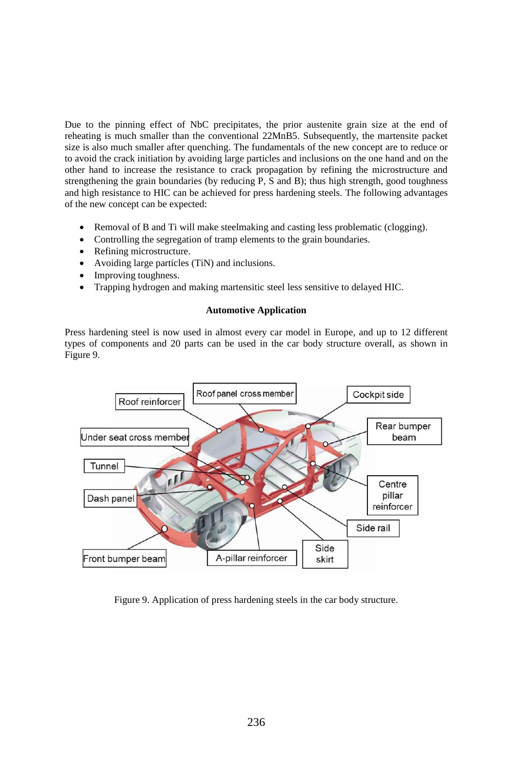Due to the pinning effect of NbC precipitates, the prior austenite grain size at the end of reheating is much smaller than the conventional 22MnB5. Subsequently, the martensite packet size is also much smaller after quenching. The fundamentals of the new concept are to reduce or to avoid the crack initiation by avoiding large particles and inclusions on the one hand and on the other hand to increase the resistance to crack propagation by refining the microstructure and strengthening the grain boundaries (by reducing P, S and B); thus high strength, good toughness and high resistance to HIC can be achieved for press hardening steels. The following advantages of the new concept can be expected:

- Removal of B and Ti will make steelmaking and casting less problematic (clogging).
- Controlling the segregation of tramp elements to the grain boundaries.
- Refining microstructure.
- Avoiding large particles (TiN) and inclusions.
- Improving toughness.
- Trapping hydrogen and making martensitic steel less sensitive to delayed HIC.

## Automotive Application

Press hardening steel is now used in almost every car model in Europe, and up to 12 different types of components and 20 parts can be used in the car body structure overall, as shown in Figure 9.

Figure 9. Application of press hardening steels in the car body structure.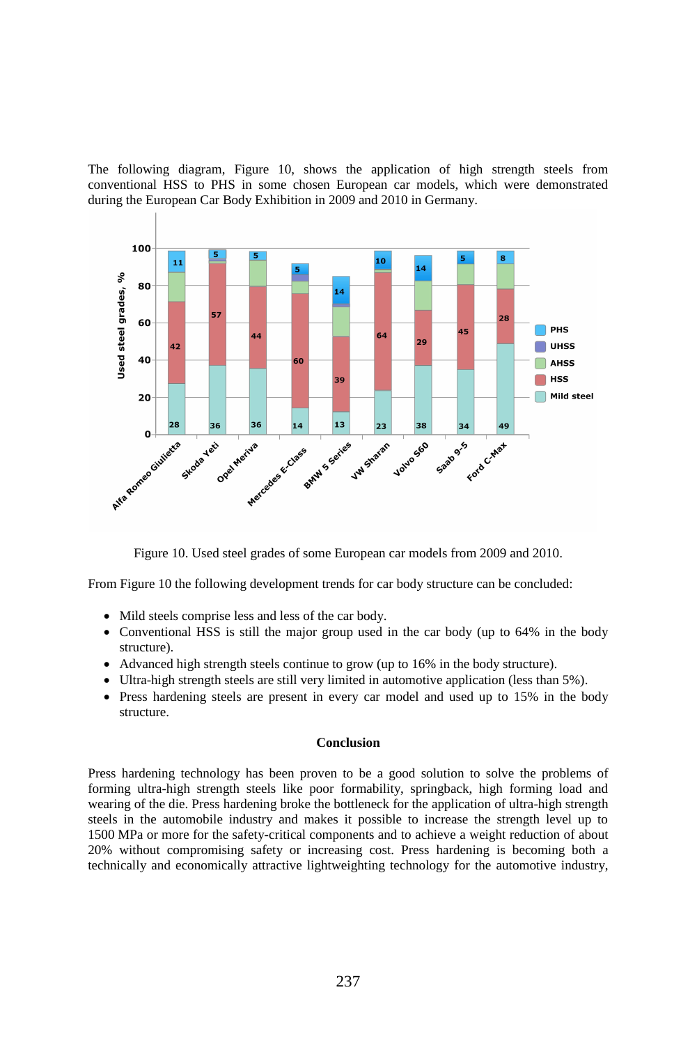The following diagram, Figure 10, shows the application of high strength steels from conventional HSS to PHS in some chosen European car models, which were demonstrated during the European Car Body Exhibition in 2009 and 2010 in Germany.

Figure 10. Used steel grades of some European car models from 2009 and 2010.

From Figure 10 the following development trends for car body structure can be concluded:

- Mild steels comprise less and less of the car body.
- Conventional HSS is still the major group used in the car body (up to 64% in the body structure).
- Advanced high strength steels continue to grow (up to 16% in the body structure).
- Ultra-high strength steels are still very limited in automotive application (less than 5%).
- Press hardening steels are present in every car model and used up to 15% in the body structure.

## Conclusion

Press hardening technology has been proven to be a good solution to solve the problems of forming ultra-high strength steels like poor formability, springback, high forming load and wearing of the die. Press hardening broke the bottleneck for the application of ultra-high strength steels in the automobile industry and makes it possible to increase the strength level up to 1500 MPa or more for the safety-critical components and to achieve a weight reduction of about 20% without compromising safety or increasing cost. Press hardening is becoming both a technically and economically attractive lightweighting technology for the automotive industry,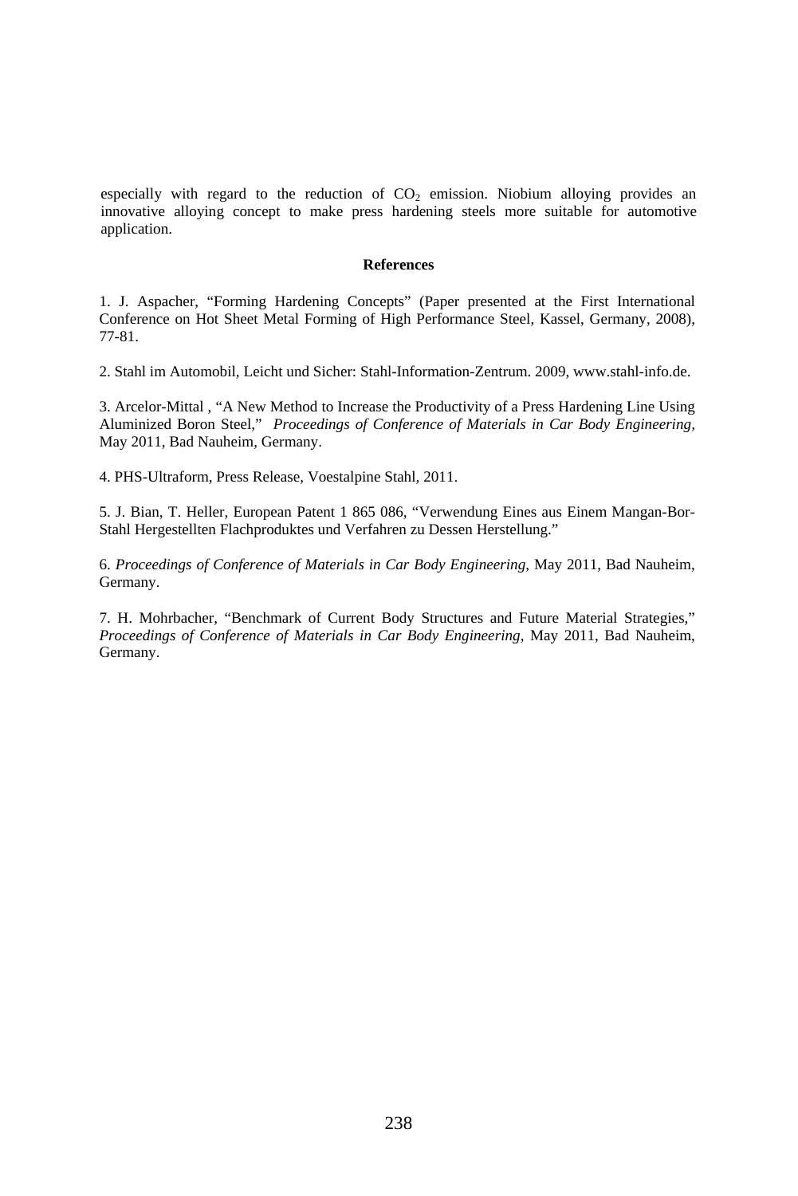especially with regard to the reduction of $CO_2$ emission. Niobium alloying provides an innovative alloying concept to make press hardening steels more suitable for automotive application.

**References**

1. J. Aspacher, "Forming Hardening Concepts" (Paper presented at the First International Conference on Hot Sheet Metal Forming of High Performance Steel, Kassel, Germany, 2008), 77-81.

2. Stahl im Automobil, Leicht und Sicher: Stahl-Information-Zentrum. 2009, www.stahl-info.de.

3. Arcelor-Mittal , "A New Method to Increase the Productivity of a Press Hardening Line Using Aluminized Boron Steel," *Proceedings of Conference of Materials in Car Body Engineering*, May 2011, Bad Nauheim, Germany.

4. PHS-Ultraform, Press Release, Voestalpine Stahl, 2011.

5. J. Bian, T. Heller, European Patent 1 865 086, "Verwendung Eines aus Einem Mangan-Bor-Stahl Hergestellten Flachproduktes und Verfahren zu Dessen Herstellung."

6. *Proceedings of Conference of Materials in Car Body Engineering*, May 2011, Bad Nauheim, Germany.

7. H. Mohrbacher, "Benchmark of Current Body Structures and Future Material Strategies," *Proceedings of Conference of Materials in Car Body Engineering*, May 2011, Bad Nauheim, Germany.